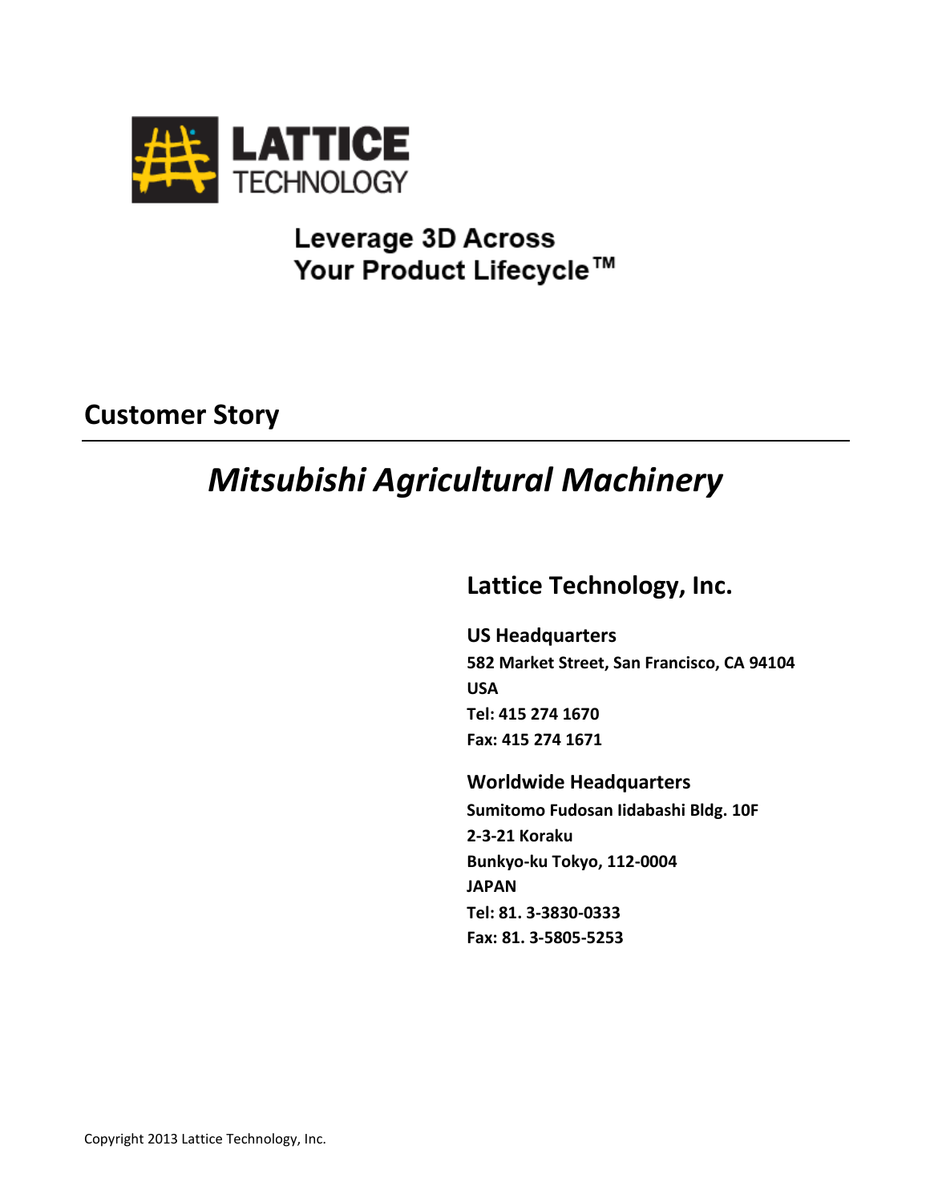**LATTICE TECHNOLOGY**

**Leverage 3D Across Your Product Lifecycle™**

## Customer Story

---

# *Mitsubishi Agricultural Machinery*

## Lattice Technology, Inc.

### US Headquarters

**582 Market Street, San Francisco, CA 94104**
**USA**
**Tel: 415 274 1670**
**Fax: 415 274 1671**

### Worldwide Headquarters

**Sumitomo Fudosan Iidabashi Bldg. 10F**
**2-3-21 Koraku**
**Bunkyo-ku Tokyo, 112-0004**
**JAPAN**
**Tel: 81. 3-3830-0333**
**Fax: 81. 3-5805-5253**

Copyright 2013 Lattice Technology, Inc.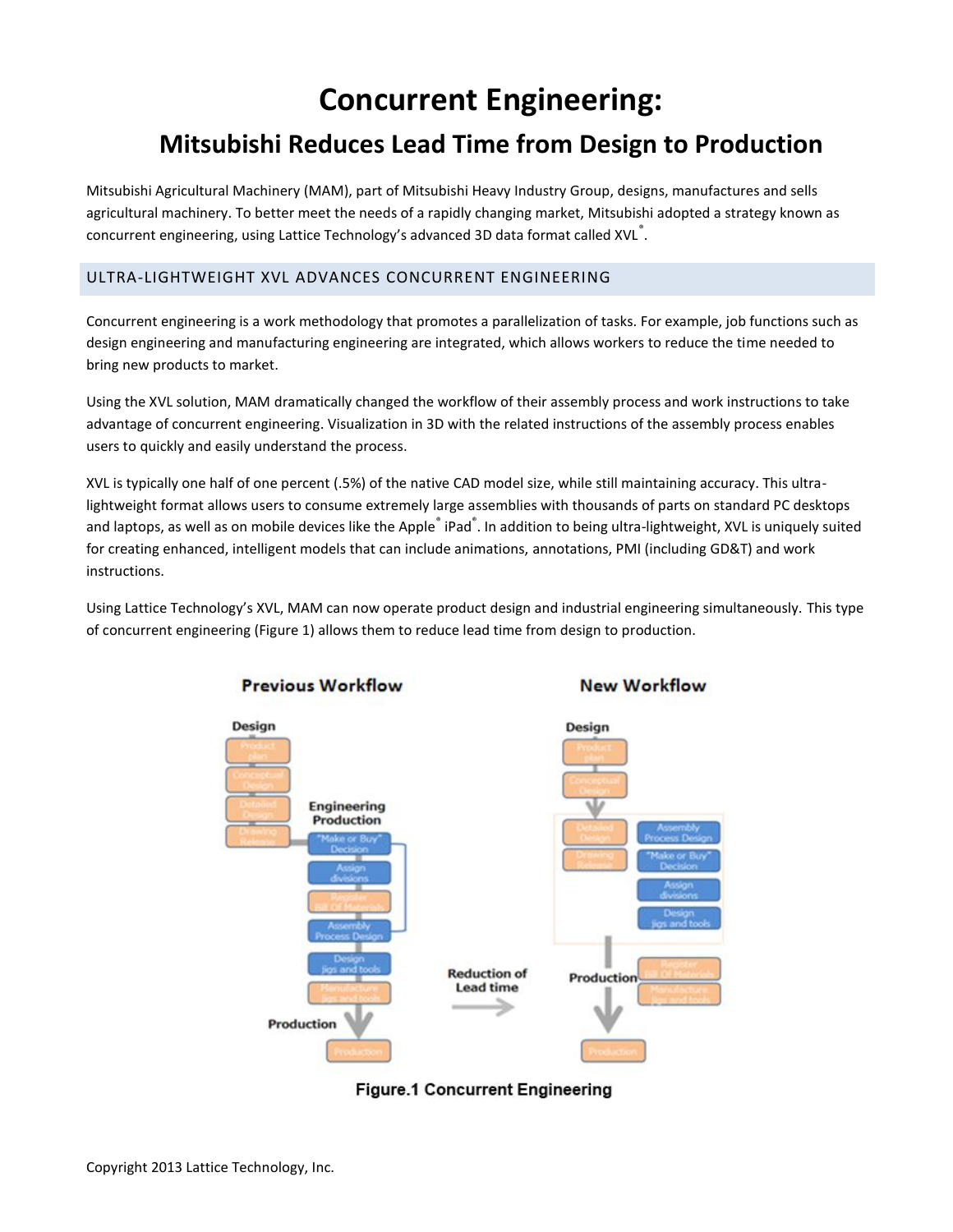# Concurrent Engineering:

## Mitsubishi Reduces Lead Time from Design to Production

Mitsubishi Agricultural Machinery (MAM), part of Mitsubishi Heavy Industry Group, designs, manufactures and sells agricultural machinery. To better meet the needs of a rapidly changing market, Mitsubishi adopted a strategy known as concurrent engineering, using Lattice Technology's advanced 3D data format called XVL®.

### ULTRA-LIGHTWEIGHT XVL ADVANCES CONCURRENT ENGINEERING

Concurrent engineering is a work methodology that promotes a parallelization of tasks. For example, job functions such as design engineering and manufacturing engineering are integrated, which allows workers to reduce the time needed to bring new products to market.

Using the XVL solution, MAM dramatically changed the workflow of their assembly process and work instructions to take advantage of concurrent engineering. Visualization in 3D with the related instructions of the assembly process enables users to quickly and easily understand the process.

XVL is typically one half of one percent (.5%) of the native CAD model size, while still maintaining accuracy. This ultra-lightweight format allows users to consume extremely large assemblies with thousands of parts on standard PC desktops and laptops, as well as on mobile devices like the Apple® iPad®. In addition to being ultra-lightweight, XVL is uniquely suited for creating enhanced, intelligent models that can include animations, annotations, PMI (including GD&T) and work instructions.

Using Lattice Technology's XVL, MAM can now operate product design and industrial engineering simultaneously. This type of concurrent engineering (Figure 1) allows them to reduce lead time from design to production.

**Figure.1 Concurrent Engineering**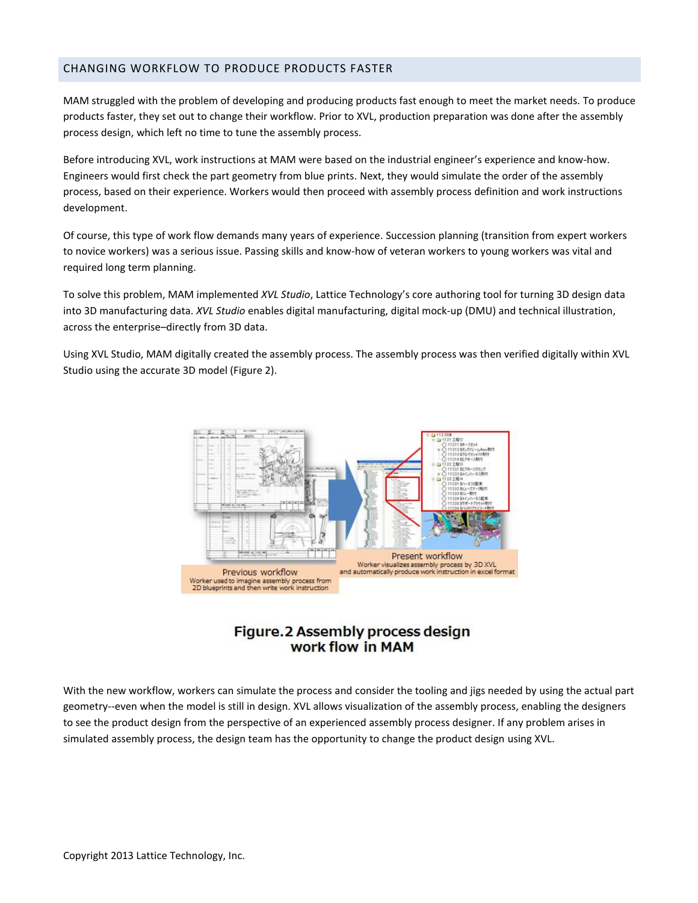## CHANGING WORKFLOW TO PRODUCE PRODUCTS FASTER

MAM struggled with the problem of developing and producing products fast enough to meet the market needs. To produce products faster, they set out to change their workflow. Prior to XVL, production preparation was done after the assembly process design, which left no time to tune the assembly process.

Before introducing XVL, work instructions at MAM were based on the industrial engineer's experience and know-how. Engineers would first check the part geometry from blue prints. Next, they would simulate the order of the assembly process, based on their experience. Workers would then proceed with assembly process definition and work instructions development.

Of course, this type of work flow demands many years of experience. Succession planning (transition from expert workers to novice workers) was a serious issue. Passing skills and know-how of veteran workers to young workers was vital and required long term planning.

To solve this problem, MAM implemented *XVL Studio*, Lattice Technology's core authoring tool for turning 3D design data into 3D manufacturing data. *XVL Studio* enables digital manufacturing, digital mock-up (DMU) and technical illustration, across the enterprise–directly from 3D data.

Using XVL Studio, MAM digitally created the assembly process. The assembly process was then verified digitally within XVL Studio using the accurate 3D model (Figure 2).

Previous workflow
Worker used to imagine assembly process from 2D blueprints and then write work instruction

Present workflow
Worker visualizes assembly process by 3D XVL and automatically produce work instruction in excel format

**Figure.2 Assembly process design work flow in MAM**

With the new workflow, workers can simulate the process and consider the tooling and jigs needed by using the actual part geometry--even when the model is still in design. XVL allows visualization of the assembly process, enabling the designers to see the product design from the perspective of an experienced assembly process designer. If any problem arises in simulated assembly process, the design team has the opportunity to change the product design using XVL.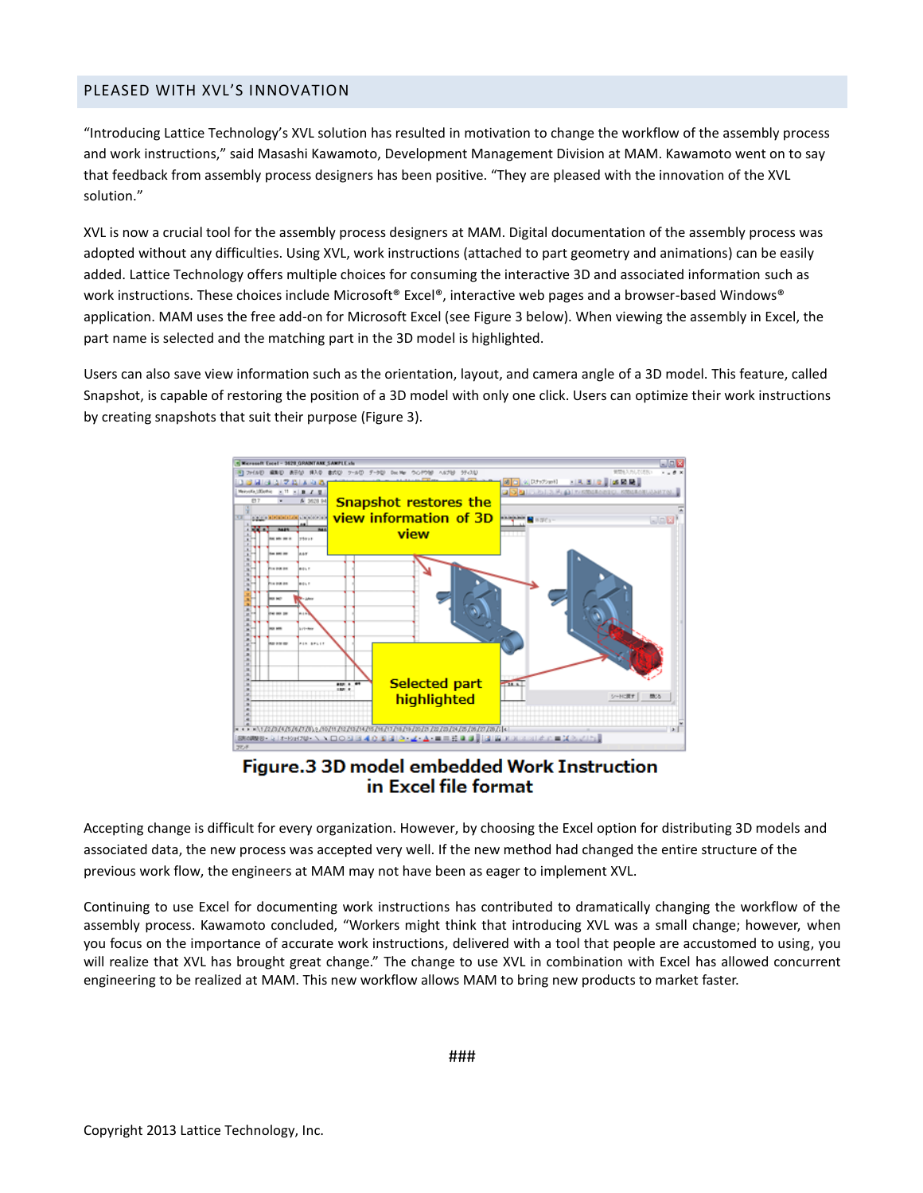## PLEASED WITH XVL'S INNOVATION

"Introducing Lattice Technology's XVL solution has resulted in motivation to change the workflow of the assembly process and work instructions," said Masashi Kawamoto, Development Management Division at MAM. Kawamoto went on to say that feedback from assembly process designers has been positive. "They are pleased with the innovation of the XVL solution."

XVL is now a crucial tool for the assembly process designers at MAM. Digital documentation of the assembly process was adopted without any difficulties. Using XVL, work instructions (attached to part geometry and animations) can be easily added. Lattice Technology offers multiple choices for consuming the interactive 3D and associated information such as work instructions. These choices include Microsoft® Excel®, interactive web pages and a browser-based Windows® application. MAM uses the free add-on for Microsoft Excel (see Figure 3 below). When viewing the assembly in Excel, the part name is selected and the matching part in the 3D model is highlighted.

Users can also save view information such as the orientation, layout, and camera angle of a 3D model. This feature, called Snapshot, is capable of restoring the position of a 3D model with only one click. Users can optimize their work instructions by creating snapshots that suit their purpose (Figure 3).

Snapshot restores the view information of 3D view

Selected part highlighted

**Figure.3 3D model embedded Work Instruction in Excel file format**

Accepting change is difficult for every organization. However, by choosing the Excel option for distributing 3D models and associated data, the new process was accepted very well. If the new method had changed the entire structure of the previous work flow, the engineers at MAM may not have been as eager to implement XVL.

Continuing to use Excel for documenting work instructions has contributed to dramatically changing the workflow of the assembly process. Kawamoto concluded, "Workers might think that introducing XVL was a small change; however, when you focus on the importance of accurate work instructions, delivered with a tool that people are accustomed to using, you will realize that XVL has brought great change." The change to use XVL in combination with Excel has allowed concurrent engineering to be realized at MAM. This new workflow allows MAM to bring new products to market faster.

###

Copyright 2013 Lattice Technology, Inc.